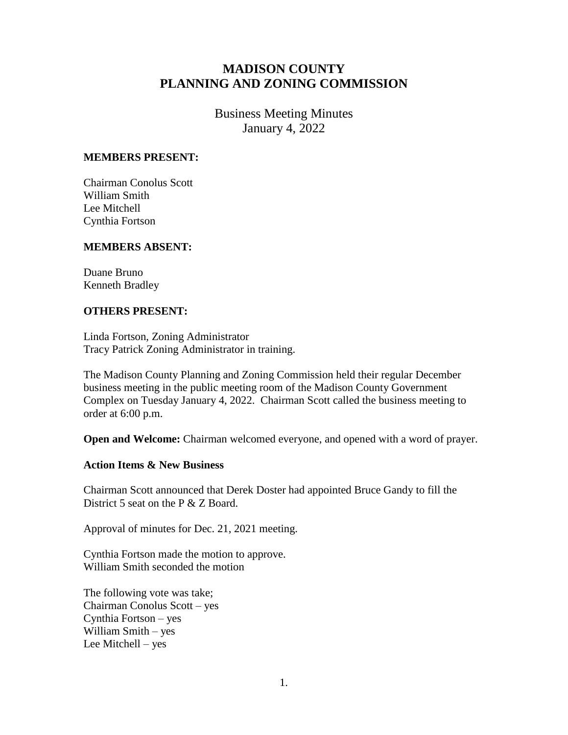# MADISON COUNTY
# PLANNING AND ZONING COMMISSION

Business Meeting Minutes
January 4, 2022

**MEMBERS PRESENT:**

Chairman Conolus Scott
William Smith
Lee Mitchell
Cynthia Fortson

**MEMBERS ABSENT:**

Duane Bruno
Kenneth Bradley

**OTHERS PRESENT:**

Linda Fortson, Zoning Administrator
Tracy Patrick Zoning Administrator in training.

The Madison County Planning and Zoning Commission held their regular December business meeting in the public meeting room of the Madison County Government Complex on Tuesday January 4, 2022. Chairman Scott called the business meeting to order at 6:00 p.m.

**Open and Welcome:** Chairman welcomed everyone, and opened with a word of prayer.

**Action Items & New Business**

Chairman Scott announced that Derek Doster had appointed Bruce Gandy to fill the District 5 seat on the P & Z Board.

Approval of minutes for Dec. 21, 2021 meeting.

Cynthia Fortson made the motion to approve.
William Smith seconded the motion

The following vote was take;
Chairman Conolus Scott – yes
Cynthia Fortson – yes
William Smith – yes
Lee Mitchell – yes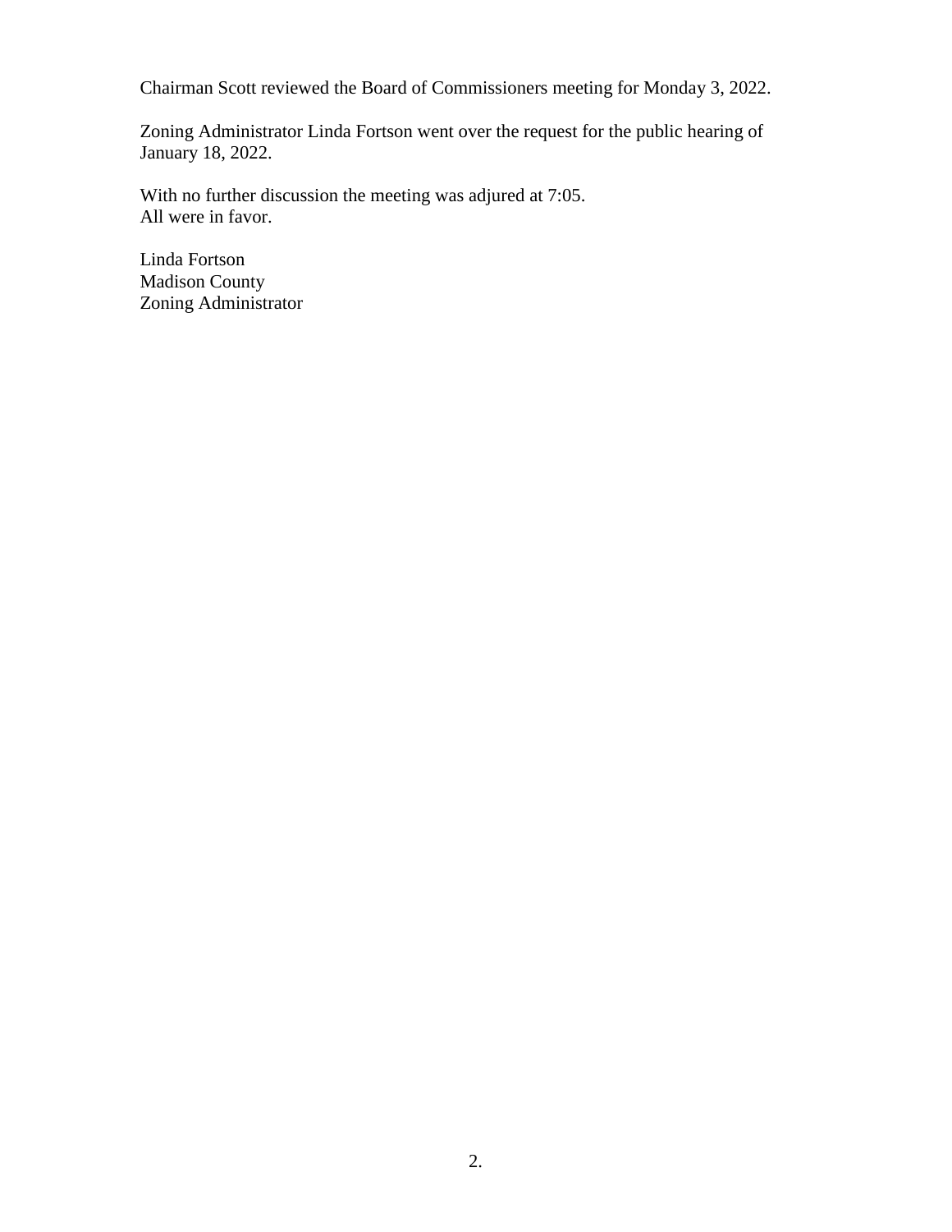Chairman Scott reviewed the Board of Commissioners meeting for Monday 3, 2022.

Zoning Administrator Linda Fortson went over the request for the public hearing of January 18, 2022.

With no further discussion the meeting was adjured at 7:05.
All were in favor.

Linda Fortson
Madison County
Zoning Administrator